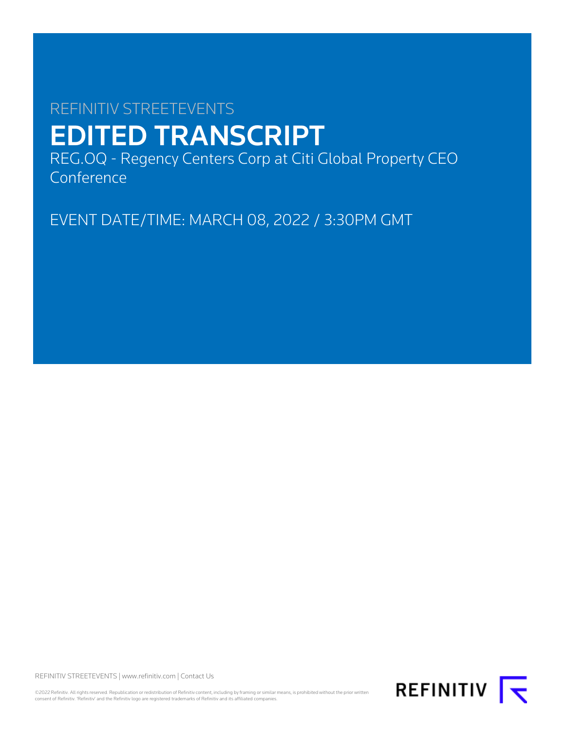REFINITIV STREETEVENTS

# EDITED TRANSCRIPT

REG.OQ - Regency Centers Corp at Citi Global Property CEO Conference

EVENT DATE/TIME: MARCH 08, 2022 / 3:30PM GMT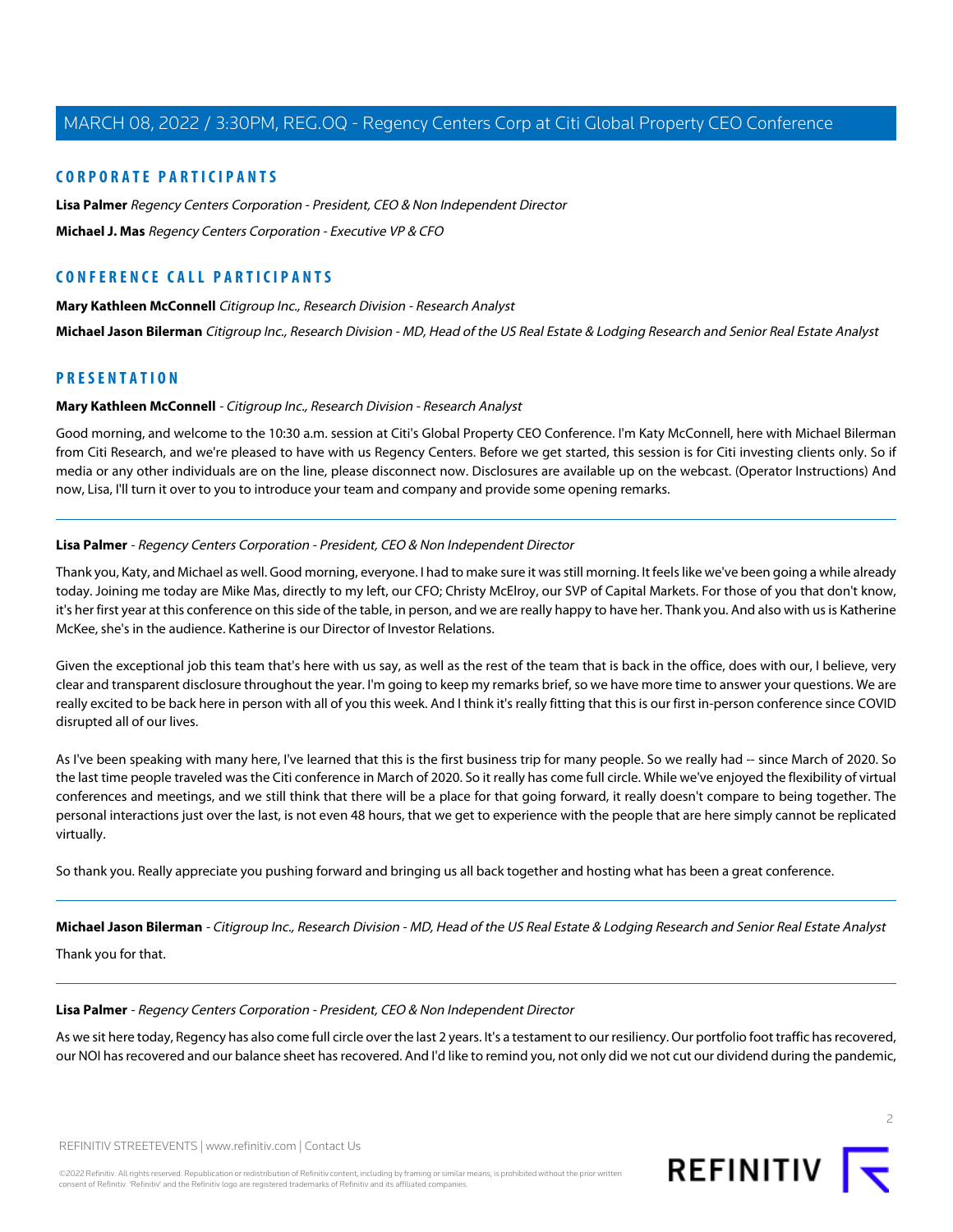## CORPORATE PARTICIPANTS

**Lisa Palmer** *Regency Centers Corporation - President, CEO & Non Independent Director*

**Michael J. Mas** *Regency Centers Corporation - Executive VP & CFO*

## CONFERENCE CALL PARTICIPANTS

**Mary Kathleen McConnell** *Citigroup Inc., Research Division - Research Analyst*

**Michael Jason Bilerman** *Citigroup Inc., Research Division - MD, Head of the US Real Estate & Lodging Research and Senior Real Estate Analyst*

## PRESENTATION

**Mary Kathleen McConnell** - *Citigroup Inc., Research Division - Research Analyst*

Good morning, and welcome to the 10:30 a.m. session at Citi's Global Property CEO Conference. I'm Katy McConnell, here with Michael Bilerman from Citi Research, and we're pleased to have with us Regency Centers. Before we get started, this session is for Citi investing clients only. So if media or any other individuals are on the line, please disconnect now. Disclosures are available up on the webcast. (Operator Instructions) And now, Lisa, I'll turn it over to you to introduce your team and company and provide some opening remarks.

---

**Lisa Palmer** - *Regency Centers Corporation - President, CEO & Non Independent Director*

Thank you, Katy, and Michael as well. Good morning, everyone. I had to make sure it was still morning. It feels like we've been going a while already today. Joining me today are Mike Mas, directly to my left, our CFO; Christy McElroy, our SVP of Capital Markets. For those of you that don't know, it's her first year at this conference on this side of the table, in person, and we are really happy to have her. Thank you. And also with us is Katherine McKee, she's in the audience. Katherine is our Director of Investor Relations.

Given the exceptional job this team that's here with us say, as well as the rest of the team that is back in the office, does with our, I believe, very clear and transparent disclosure throughout the year. I'm going to keep my remarks brief, so we have more time to answer your questions. We are really excited to be back here in person with all of you this week. And I think it's really fitting that this is our first in-person conference since COVID disrupted all of our lives.

As I've been speaking with many here, I've learned that this is the first business trip for many people. So we really had -- since March of 2020. So the last time people traveled was the Citi conference in March of 2020. So it really has come full circle. While we've enjoyed the flexibility of virtual conferences and meetings, and we still think that there will be a place for that going forward, it really doesn't compare to being together. The personal interactions just over the last, is not even 48 hours, that we get to experience with the people that are here simply cannot be replicated virtually.

So thank you. Really appreciate you pushing forward and bringing us all back together and hosting what has been a great conference.

---

**Michael Jason Bilerman** - *Citigroup Inc., Research Division - MD, Head of the US Real Estate & Lodging Research and Senior Real Estate Analyst*

Thank you for that.

---

**Lisa Palmer** - *Regency Centers Corporation - President, CEO & Non Independent Director*

As we sit here today, Regency has also come full circle over the last 2 years. It's a testament to our resiliency. Our portfolio foot traffic has recovered, our NOI has recovered and our balance sheet has recovered. And I'd like to remind you, not only did we not cut our dividend during the pandemic,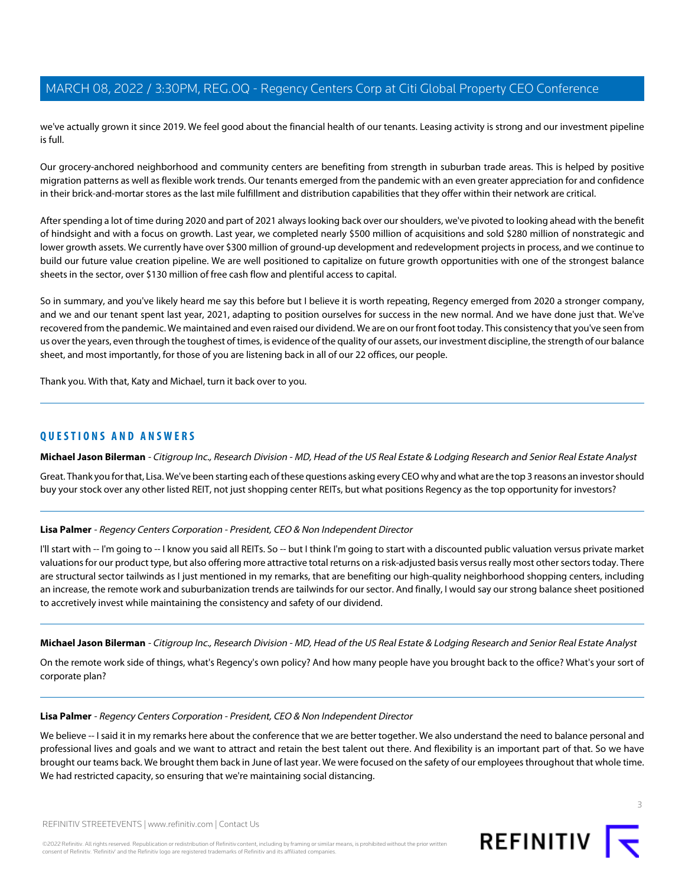we've actually grown it since 2019. We feel good about the financial health of our tenants. Leasing activity is strong and our investment pipeline is full.

Our grocery-anchored neighborhood and community centers are benefiting from strength in suburban trade areas. This is helped by positive migration patterns as well as flexible work trends. Our tenants emerged from the pandemic with an even greater appreciation for and confidence in their brick-and-mortar stores as the last mile fulfillment and distribution capabilities that they offer within their network are critical.

After spending a lot of time during 2020 and part of 2021 always looking back over our shoulders, we've pivoted to looking ahead with the benefit of hindsight and with a focus on growth. Last year, we completed nearly $500 million of acquisitions and sold $280 million of nonstrategic and lower growth assets. We currently have over $300 million of ground-up development and redevelopment projects in process, and we continue to build our future value creation pipeline. We are well positioned to capitalize on future growth opportunities with one of the strongest balance sheets in the sector, over $130 million of free cash flow and plentiful access to capital.

So in summary, and you've likely heard me say this before but I believe it is worth repeating, Regency emerged from 2020 a stronger company, and we and our tenant spent last year, 2021, adapting to position ourselves for success in the new normal. And we have done just that. We've recovered from the pandemic. We maintained and even raised our dividend. We are on our front foot today. This consistency that you've seen from us over the years, even through the toughest of times, is evidence of the quality of our assets, our investment discipline, the strength of our balance sheet, and most importantly, for those of you are listening back in all of our 22 offices, our people.

Thank you. With that, Katy and Michael, turn it back over to you.

## QUESTIONS AND ANSWERS

**Michael Jason Bilerman** - *Citigroup Inc., Research Division - MD, Head of the US Real Estate & Lodging Research and Senior Real Estate Analyst*

Great. Thank you for that, Lisa. We've been starting each of these questions asking every CEO why and what are the top 3 reasons an investor should buy your stock over any other listed REIT, not just shopping center REITs, but what positions Regency as the top opportunity for investors?

**Lisa Palmer** - *Regency Centers Corporation - President, CEO & Non Independent Director*

I'll start with -- I'm going to -- I know you said all REITs. So -- but I think I'm going to start with a discounted public valuation versus private market valuations for our product type, but also offering more attractive total returns on a risk-adjusted basis versus really most other sectors today. There are structural sector tailwinds as I just mentioned in my remarks, that are benefiting our high-quality neighborhood shopping centers, including an increase, the remote work and suburbanization trends are tailwinds for our sector. And finally, I would say our strong balance sheet positioned to accretively invest while maintaining the consistency and safety of our dividend.

**Michael Jason Bilerman** - *Citigroup Inc., Research Division - MD, Head of the US Real Estate & Lodging Research and Senior Real Estate Analyst*

On the remote work side of things, what's Regency's own policy? And how many people have you brought back to the office? What's your sort of corporate plan?

**Lisa Palmer** - *Regency Centers Corporation - President, CEO & Non Independent Director*

We believe -- I said it in my remarks here about the conference that we are better together. We also understand the need to balance personal and professional lives and goals and we want to attract and retain the best talent out there. And flexibility is an important part of that. So we have brought our teams back. We brought them back in June of last year. We were focused on the safety of our employees throughout that whole time. We had restricted capacity, so ensuring that we're maintaining social distancing.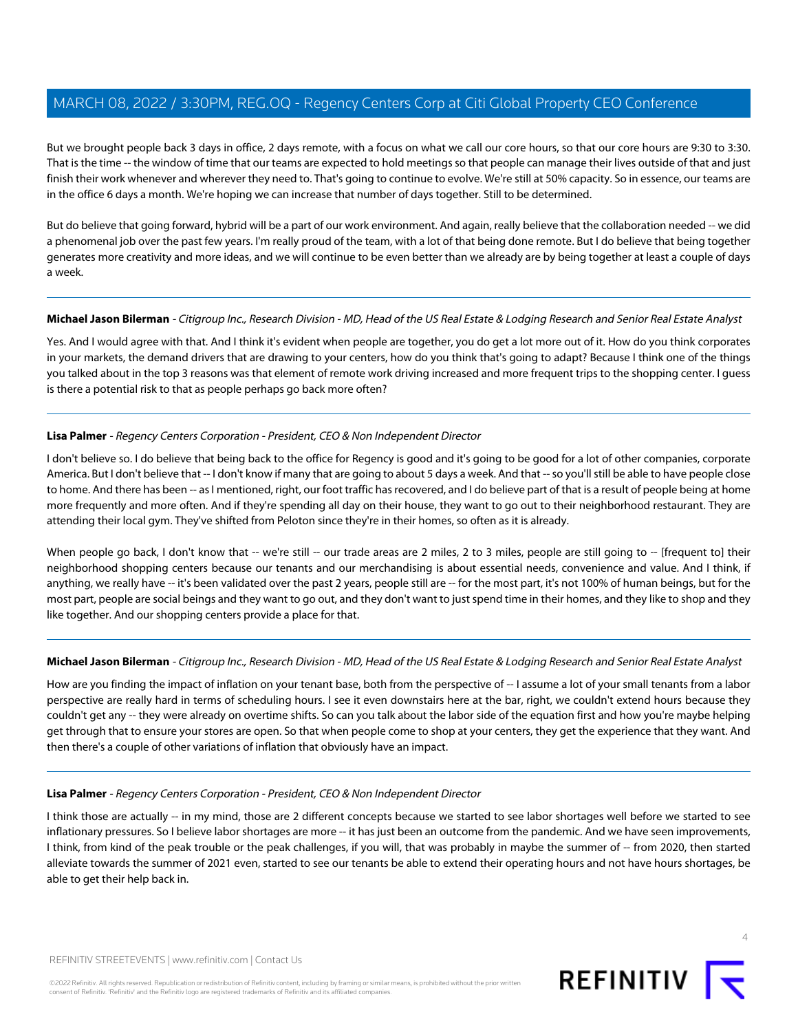But we brought people back 3 days in office, 2 days remote, with a focus on what we call our core hours, so that our core hours are 9:30 to 3:30. That is the time -- the window of time that our teams are expected to hold meetings so that people can manage their lives outside of that and just finish their work whenever and wherever they need to. That's going to continue to evolve. We're still at 50% capacity. So in essence, our teams are in the office 6 days a month. We're hoping we can increase that number of days together. Still to be determined.

But do believe that going forward, hybrid will be a part of our work environment. And again, really believe that the collaboration needed -- we did a phenomenal job over the past few years. I'm really proud of the team, with a lot of that being done remote. But I do believe that being together generates more creativity and more ideas, and we will continue to be even better than we already are by being together at least a couple of days a week.

---

**Michael Jason Bilerman** - *Citigroup Inc., Research Division - MD, Head of the US Real Estate & Lodging Research and Senior Real Estate Analyst*

Yes. And I would agree with that. And I think it's evident when people are together, you do get a lot more out of it. How do you think corporates in your markets, the demand drivers that are drawing to your centers, how do you think that's going to adapt? Because I think one of the things you talked about in the top 3 reasons was that element of remote work driving increased and more frequent trips to the shopping center. I guess is there a potential risk to that as people perhaps go back more often?

---

**Lisa Palmer** - *Regency Centers Corporation - President, CEO & Non Independent Director*

I don't believe so. I do believe that being back to the office for Regency is good and it's going to be good for a lot of other companies, corporate America. But I don't believe that -- I don't know if many that are going to about 5 days a week. And that -- so you'll still be able to have people close to home. And there has been -- as I mentioned, right, our foot traffic has recovered, and I do believe part of that is a result of people being at home more frequently and more often. And if they're spending all day on their house, they want to go out to their neighborhood restaurant. They are attending their local gym. They've shifted from Peloton since they're in their homes, so often as it is already.

When people go back, I don't know that -- we're still -- our trade areas are 2 miles, 2 to 3 miles, people are still going to -- [frequent to] their neighborhood shopping centers because our tenants and our merchandising is about essential needs, convenience and value. And I think, if anything, we really have -- it's been validated over the past 2 years, people still are -- for the most part, it's not 100% of human beings, but for the most part, people are social beings and they want to go out, and they don't want to just spend time in their homes, and they like to shop and they like together. And our shopping centers provide a place for that.

---

**Michael Jason Bilerman** - *Citigroup Inc., Research Division - MD, Head of the US Real Estate & Lodging Research and Senior Real Estate Analyst*

How are you finding the impact of inflation on your tenant base, both from the perspective of -- I assume a lot of your small tenants from a labor perspective are really hard in terms of scheduling hours. I see it even downstairs here at the bar, right, we couldn't extend hours because they couldn't get any -- they were already on overtime shifts. So can you talk about the labor side of the equation first and how you're maybe helping get through that to ensure your stores are open. So that when people come to shop at your centers, they get the experience that they want. And then there's a couple of other variations of inflation that obviously have an impact.

---

**Lisa Palmer** - *Regency Centers Corporation - President, CEO & Non Independent Director*

I think those are actually -- in my mind, those are 2 different concepts because we started to see labor shortages well before we started to see inflationary pressures. So I believe labor shortages are more -- it has just been an outcome from the pandemic. And we have seen improvements, I think, from kind of the peak trouble or the peak challenges, if you will, that was probably in maybe the summer of -- from 2020, then started alleviate towards the summer of 2021 even, started to see our tenants be able to extend their operating hours and not have hours shortages, be able to get their help back in.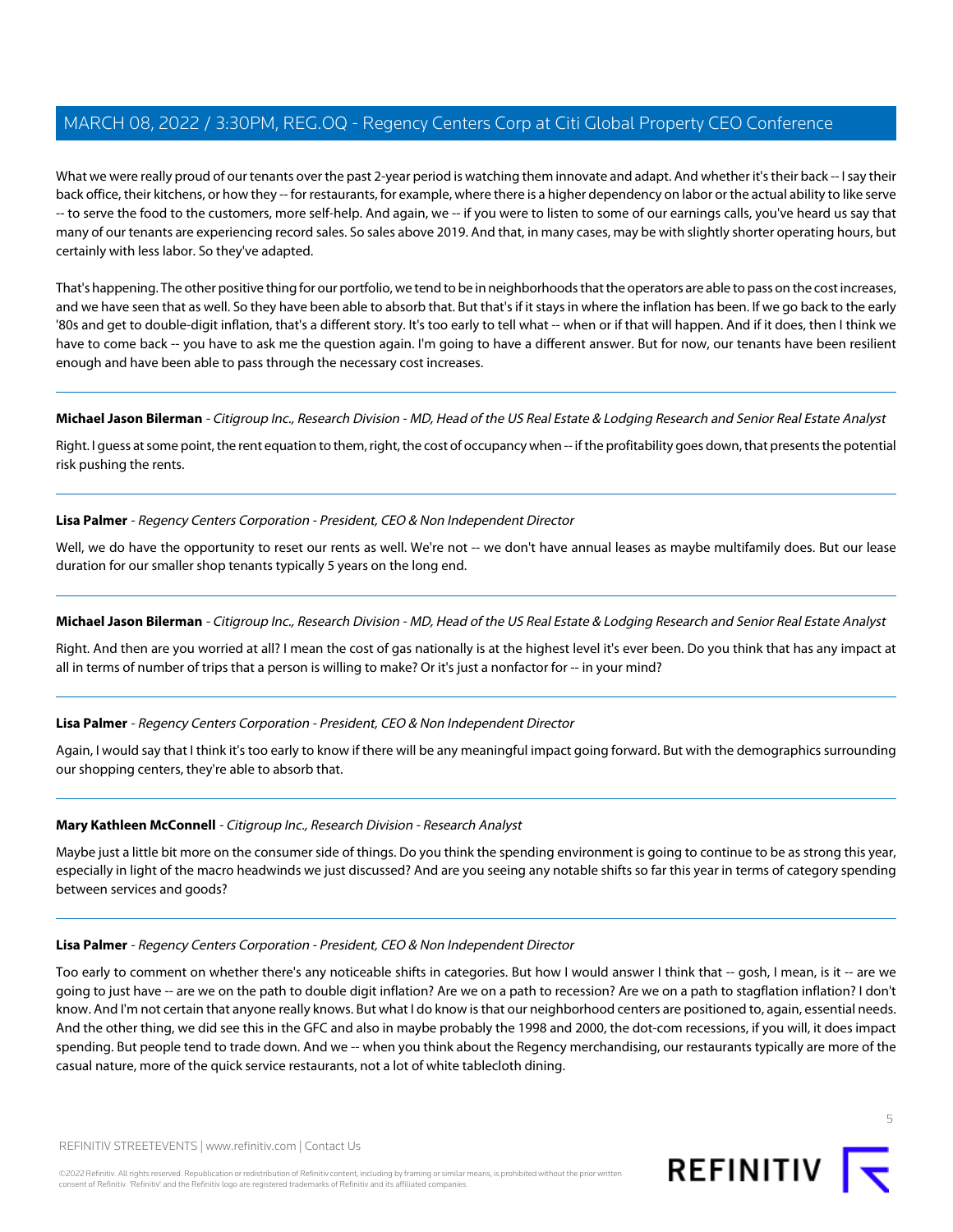What we were really proud of our tenants over the past 2-year period is watching them innovate and adapt. And whether it's their back -- I say their back office, their kitchens, or how they -- for restaurants, for example, where there is a higher dependency on labor or the actual ability to like serve -- to serve the food to the customers, more self-help. And again, we -- if you were to listen to some of our earnings calls, you've heard us say that many of our tenants are experiencing record sales. So sales above 2019. And that, in many cases, may be with slightly shorter operating hours, but certainly with less labor. So they've adapted.

That's happening. The other positive thing for our portfolio, we tend to be in neighborhoods that the operators are able to pass on the cost increases, and we have seen that as well. So they have been able to absorb that. But that's if it stays in where the inflation has been. If we go back to the early '80s and get to double-digit inflation, that's a different story. It's too early to tell what -- when or if that will happen. And if it does, then I think we have to come back -- you have to ask me the question again. I'm going to have a different answer. But for now, our tenants have been resilient enough and have been able to pass through the necessary cost increases.

---

**Michael Jason Bilerman** - *Citigroup Inc., Research Division - MD, Head of the US Real Estate & Lodging Research and Senior Real Estate Analyst*

Right. I guess at some point, the rent equation to them, right, the cost of occupancy when -- if the profitability goes down, that presents the potential risk pushing the rents.

---

**Lisa Palmer** - *Regency Centers Corporation - President, CEO & Non Independent Director*

Well, we do have the opportunity to reset our rents as well. We're not -- we don't have annual leases as maybe multifamily does. But our lease duration for our smaller shop tenants typically 5 years on the long end.

---

**Michael Jason Bilerman** - *Citigroup Inc., Research Division - MD, Head of the US Real Estate & Lodging Research and Senior Real Estate Analyst*

Right. And then are you worried at all? I mean the cost of gas nationally is at the highest level it's ever been. Do you think that has any impact at all in terms of number of trips that a person is willing to make? Or it's just a nonfactor for -- in your mind?

---

**Lisa Palmer** - *Regency Centers Corporation - President, CEO & Non Independent Director*

Again, I would say that I think it's too early to know if there will be any meaningful impact going forward. But with the demographics surrounding our shopping centers, they're able to absorb that.

---

**Mary Kathleen McConnell** - *Citigroup Inc., Research Division - Research Analyst*

Maybe just a little bit more on the consumer side of things. Do you think the spending environment is going to continue to be as strong this year, especially in light of the macro headwinds we just discussed? And are you seeing any notable shifts so far this year in terms of category spending between services and goods?

---

**Lisa Palmer** - *Regency Centers Corporation - President, CEO & Non Independent Director*

Too early to comment on whether there's any noticeable shifts in categories. But how I would answer I think that -- gosh, I mean, is it -- are we going to just have -- are we on the path to double digit inflation? Are we on a path to recession? Are we on a path to stagflation inflation? I don't know. And I'm not certain that anyone really knows. But what I do know is that our neighborhood centers are positioned to, again, essential needs. And the other thing, we did see this in the GFC and also in maybe probably the 1998 and 2000, the dot-com recessions, if you will, it does impact spending. But people tend to trade down. And we -- when you think about the Regency merchandising, our restaurants typically are more of the casual nature, more of the quick service restaurants, not a lot of white tablecloth dining.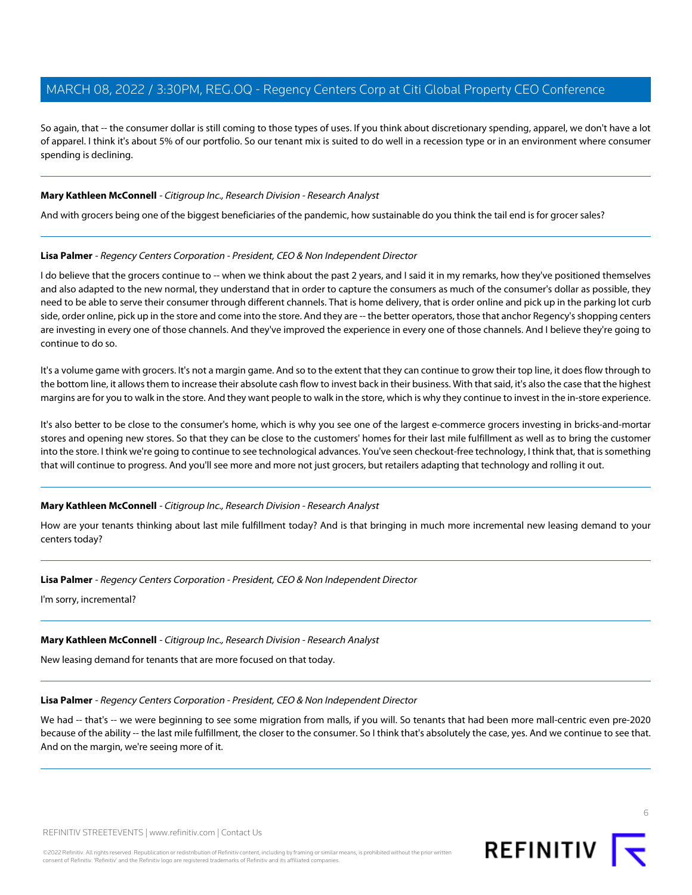So again, that -- the consumer dollar is still coming to those types of uses. If you think about discretionary spending, apparel, we don't have a lot of apparel. I think it's about 5% of our portfolio. So our tenant mix is suited to do well in a recession type or in an environment where consumer spending is declining.

---

**Mary Kathleen McConnell** - *Citigroup Inc., Research Division - Research Analyst*

And with grocers being one of the biggest beneficiaries of the pandemic, how sustainable do you think the tail end is for grocer sales?

---

**Lisa Palmer** - *Regency Centers Corporation - President, CEO & Non Independent Director*

I do believe that the grocers continue to -- when we think about the past 2 years, and I said it in my remarks, how they've positioned themselves and also adapted to the new normal, they understand that in order to capture the consumers as much of the consumer's dollar as possible, they need to be able to serve their consumer through different channels. That is home delivery, that is order online and pick up in the parking lot curb side, order online, pick up in the store and come into the store. And they are -- the better operators, those that anchor Regency's shopping centers are investing in every one of those channels. And they've improved the experience in every one of those channels. And I believe they're going to continue to do so.

It's a volume game with grocers. It's not a margin game. And so to the extent that they can continue to grow their top line, it does flow through to the bottom line, it allows them to increase their absolute cash flow to invest back in their business. With that said, it's also the case that the highest margins are for you to walk in the store. And they want people to walk in the store, which is why they continue to invest in the in-store experience.

It's also better to be close to the consumer's home, which is why you see one of the largest e-commerce grocers investing in bricks-and-mortar stores and opening new stores. So that they can be close to the customers' homes for their last mile fulfillment as well as to bring the customer into the store. I think we're going to continue to see technological advances. You've seen checkout-free technology, I think that, that is something that will continue to progress. And you'll see more and more not just grocers, but retailers adapting that technology and rolling it out.

---

**Mary Kathleen McConnell** - *Citigroup Inc., Research Division - Research Analyst*

How are your tenants thinking about last mile fulfillment today? And is that bringing in much more incremental new leasing demand to your centers today?

---

**Lisa Palmer** - *Regency Centers Corporation - President, CEO & Non Independent Director*

I'm sorry, incremental?

---

**Mary Kathleen McConnell** - *Citigroup Inc., Research Division - Research Analyst*

New leasing demand for tenants that are more focused on that today.

---

**Lisa Palmer** - *Regency Centers Corporation - President, CEO & Non Independent Director*

We had -- that's -- we were beginning to see some migration from malls, if you will. So tenants that had been more mall-centric even pre-2020 because of the ability -- the last mile fulfillment, the closer to the consumer. So I think that's absolutely the case, yes. And we continue to see that. And on the margin, we're seeing more of it.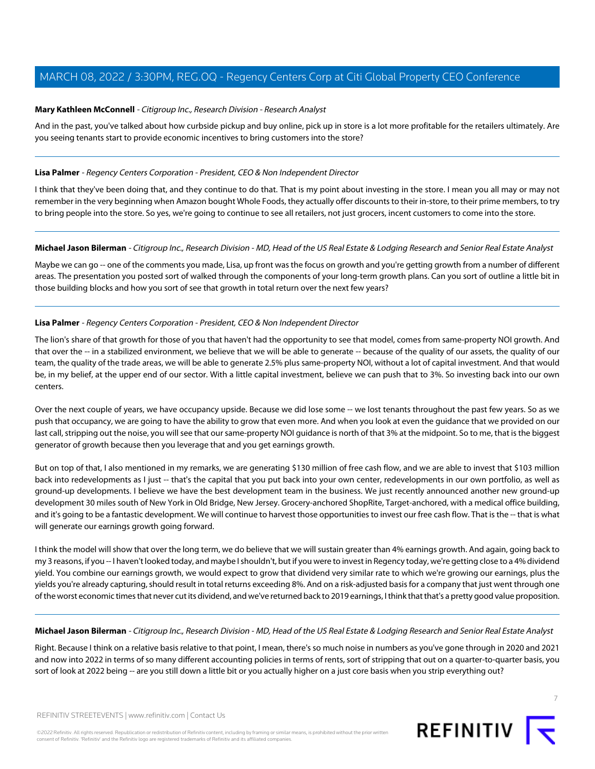**Mary Kathleen McConnell** - *Citigroup Inc., Research Division - Research Analyst*

And in the past, you've talked about how curbside pickup and buy online, pick up in store is a lot more profitable for the retailers ultimately. Are you seeing tenants start to provide economic incentives to bring customers into the store?

---

**Lisa Palmer** - *Regency Centers Corporation - President, CEO & Non Independent Director*

I think that they've been doing that, and they continue to do that. That is my point about investing in the store. I mean you all may or may not remember in the very beginning when Amazon bought Whole Foods, they actually offer discounts to their in-store, to their prime members, to try to bring people into the store. So yes, we're going to continue to see all retailers, not just grocers, incent customers to come into the store.

---

**Michael Jason Bilerman** - *Citigroup Inc., Research Division - MD, Head of the US Real Estate & Lodging Research and Senior Real Estate Analyst*

Maybe we can go -- one of the comments you made, Lisa, up front was the focus on growth and you're getting growth from a number of different areas. The presentation you posted sort of walked through the components of your long-term growth plans. Can you sort of outline a little bit in those building blocks and how you sort of see that growth in total return over the next few years?

---

**Lisa Palmer** - *Regency Centers Corporation - President, CEO & Non Independent Director*

The lion's share of that growth for those of you that haven't had the opportunity to see that model, comes from same-property NOI growth. And that over the -- in a stabilized environment, we believe that we will be able to generate -- because of the quality of our assets, the quality of our team, the quality of the trade areas, we will be able to generate 2.5% plus same-property NOI, without a lot of capital investment. And that would be, in my belief, at the upper end of our sector. With a little capital investment, believe we can push that to 3%. So investing back into our own centers.

Over the next couple of years, we have occupancy upside. Because we did lose some -- we lost tenants throughout the past few years. So as we push that occupancy, we are going to have the ability to grow that even more. And when you look at even the guidance that we provided on our last call, stripping out the noise, you will see that our same-property NOI guidance is north of that 3% at the midpoint. So to me, that is the biggest generator of growth because then you leverage that and you get earnings growth.

But on top of that, I also mentioned in my remarks, we are generating $130 million of free cash flow, and we are able to invest that $103 million back into redevelopments as I just -- that's the capital that you put back into your own center, redevelopments in our own portfolio, as well as ground-up developments. I believe we have the best development team in the business. We just recently announced another new ground-up development 30 miles south of New York in Old Bridge, New Jersey. Grocery-anchored ShopRite, Target-anchored, with a medical office building, and it's going to be a fantastic development. We will continue to harvest those opportunities to invest our free cash flow. That is the -- that is what will generate our earnings growth going forward.

I think the model will show that over the long term, we do believe that we will sustain greater than 4% earnings growth. And again, going back to my 3 reasons, if you -- I haven't looked today, and maybe I shouldn't, but if you were to invest in Regency today, we're getting close to a 4% dividend yield. You combine our earnings growth, we would expect to grow that dividend very similar rate to which we're growing our earnings, plus the yields you're already capturing, should result in total returns exceeding 8%. And on a risk-adjusted basis for a company that just went through one of the worst economic times that never cut its dividend, and we've returned back to 2019 earnings, I think that that's a pretty good value proposition.

---

**Michael Jason Bilerman** - *Citigroup Inc., Research Division - MD, Head of the US Real Estate & Lodging Research and Senior Real Estate Analyst*

Right. Because I think on a relative basis relative to that point, I mean, there's so much noise in numbers as you've gone through in 2020 and 2021 and now into 2022 in terms of so many different accounting policies in terms of rents, sort of stripping that out on a quarter-to-quarter basis, you sort of look at 2022 being -- are you still down a little bit or you actually higher on a just core basis when you strip everything out?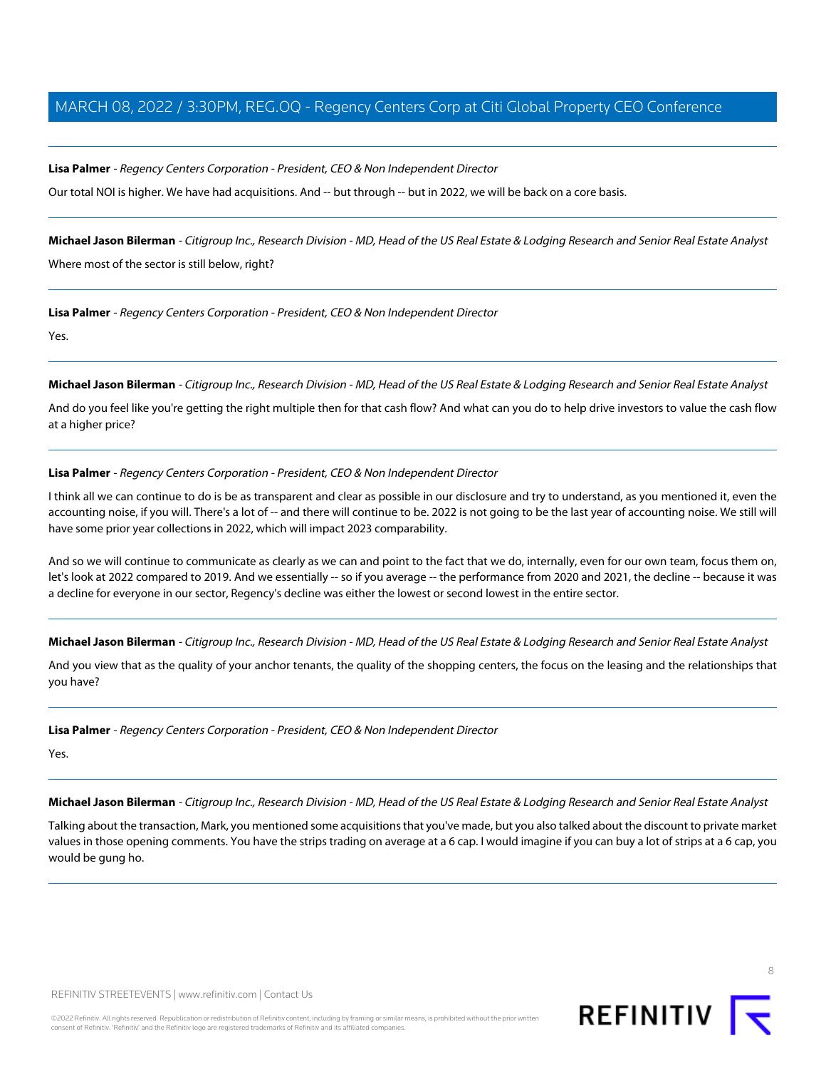**Lisa Palmer** - *Regency Centers Corporation - President, CEO & Non Independent Director*

Our total NOI is higher. We have had acquisitions. And -- but through -- but in 2022, we will be back on a core basis.

---

**Michael Jason Bilerman** - *Citigroup Inc., Research Division - MD, Head of the US Real Estate & Lodging Research and Senior Real Estate Analyst*

Where most of the sector is still below, right?

---

**Lisa Palmer** - *Regency Centers Corporation - President, CEO & Non Independent Director*

Yes.

---

**Michael Jason Bilerman** - *Citigroup Inc., Research Division - MD, Head of the US Real Estate & Lodging Research and Senior Real Estate Analyst*

And do you feel like you're getting the right multiple then for that cash flow? And what can you do to help drive investors to value the cash flow at a higher price?

---

**Lisa Palmer** - *Regency Centers Corporation - President, CEO & Non Independent Director*

I think all we can continue to do is be as transparent and clear as possible in our disclosure and try to understand, as you mentioned it, even the accounting noise, if you will. There's a lot of -- and there will continue to be. 2022 is not going to be the last year of accounting noise. We still will have some prior year collections in 2022, which will impact 2023 comparability.

And so we will continue to communicate as clearly as we can and point to the fact that we do, internally, even for our own team, focus them on, let's look at 2022 compared to 2019. And we essentially -- so if you average -- the performance from 2020 and 2021, the decline -- because it was a decline for everyone in our sector, Regency's decline was either the lowest or second lowest in the entire sector.

---

**Michael Jason Bilerman** - *Citigroup Inc., Research Division - MD, Head of the US Real Estate & Lodging Research and Senior Real Estate Analyst*

And you view that as the quality of your anchor tenants, the quality of the shopping centers, the focus on the leasing and the relationships that you have?

---

**Lisa Palmer** - *Regency Centers Corporation - President, CEO & Non Independent Director*

Yes.

---

**Michael Jason Bilerman** - *Citigroup Inc., Research Division - MD, Head of the US Real Estate & Lodging Research and Senior Real Estate Analyst*

Talking about the transaction, Mark, you mentioned some acquisitions that you've made, but you also talked about the discount to private market values in those opening comments. You have the strips trading on average at a 6 cap. I would imagine if you can buy a lot of strips at a 6 cap, you would be gung ho.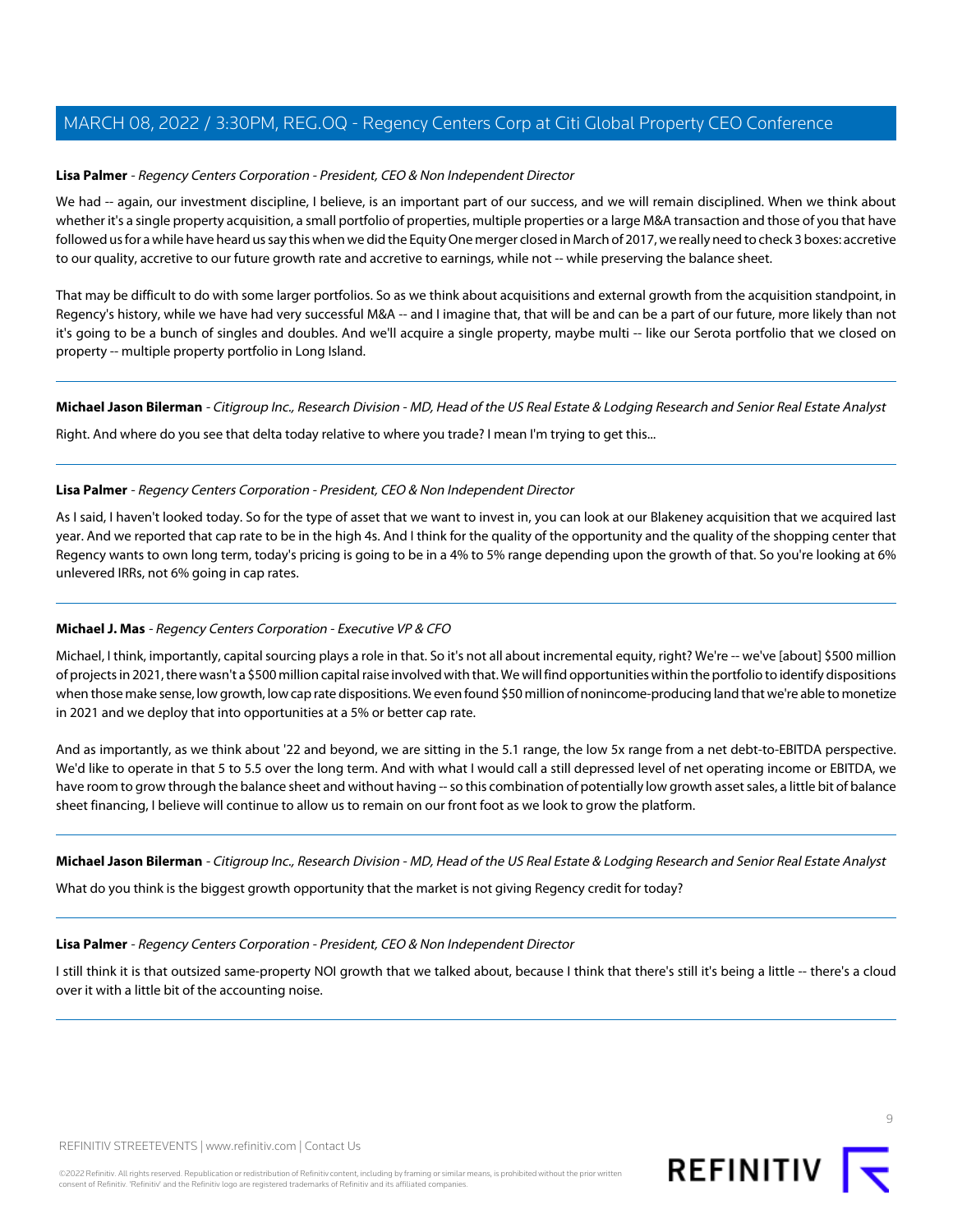**Lisa Palmer** - *Regency Centers Corporation - President, CEO & Non Independent Director*

We had -- again, our investment discipline, I believe, is an important part of our success, and we will remain disciplined. When we think about whether it's a single property acquisition, a small portfolio of properties, multiple properties or a large M&A transaction and those of you that have followed us for a while have heard us say this when we did the Equity One merger closed in March of 2017, we really need to check 3 boxes: accretive to our quality, accretive to our future growth rate and accretive to earnings, while not -- while preserving the balance sheet.

That may be difficult to do with some larger portfolios. So as we think about acquisitions and external growth from the acquisition standpoint, in Regency's history, while we have had very successful M&A -- and I imagine that, that will be and can be a part of our future, more likely than not it's going to be a bunch of singles and doubles. And we'll acquire a single property, maybe multi -- like our Serota portfolio that we closed on property -- multiple property portfolio in Long Island.

---

**Michael Jason Bilerman** - *Citigroup Inc., Research Division - MD, Head of the US Real Estate & Lodging Research and Senior Real Estate Analyst*

Right. And where do you see that delta today relative to where you trade? I mean I'm trying to get this...

---

**Lisa Palmer** - *Regency Centers Corporation - President, CEO & Non Independent Director*

As I said, I haven't looked today. So for the type of asset that we want to invest in, you can look at our Blakeney acquisition that we acquired last year. And we reported that cap rate to be in the high 4s. And I think for the quality of the opportunity and the quality of the shopping center that Regency wants to own long term, today's pricing is going to be in a 4% to 5% range depending upon the growth of that. So you're looking at 6% unlevered IRRs, not 6% going in cap rates.

---

**Michael J. Mas** - *Regency Centers Corporation - Executive VP & CFO*

Michael, I think, importantly, capital sourcing plays a role in that. So it's not all about incremental equity, right? We're -- we've [about] $500 million of projects in 2021, there wasn't a $500 million capital raise involved with that. We will find opportunities within the portfolio to identify dispositions when those make sense, low growth, low cap rate dispositions. We even found $50 million of nonincome-producing land that we're able to monetize in 2021 and we deploy that into opportunities at a 5% or better cap rate.

And as importantly, as we think about '22 and beyond, we are sitting in the 5.1 range, the low 5x range from a net debt-to-EBITDA perspective. We'd like to operate in that 5 to 5.5 over the long term. And with what I would call a still depressed level of net operating income or EBITDA, we have room to grow through the balance sheet and without having -- so this combination of potentially low growth asset sales, a little bit of balance sheet financing, I believe will continue to allow us to remain on our front foot as we look to grow the platform.

---

**Michael Jason Bilerman** - *Citigroup Inc., Research Division - MD, Head of the US Real Estate & Lodging Research and Senior Real Estate Analyst*

What do you think is the biggest growth opportunity that the market is not giving Regency credit for today?

---

**Lisa Palmer** - *Regency Centers Corporation - President, CEO & Non Independent Director*

I still think it is that outsized same-property NOI growth that we talked about, because I think that there's still it's being a little -- there's a cloud over it with a little bit of the accounting noise.

---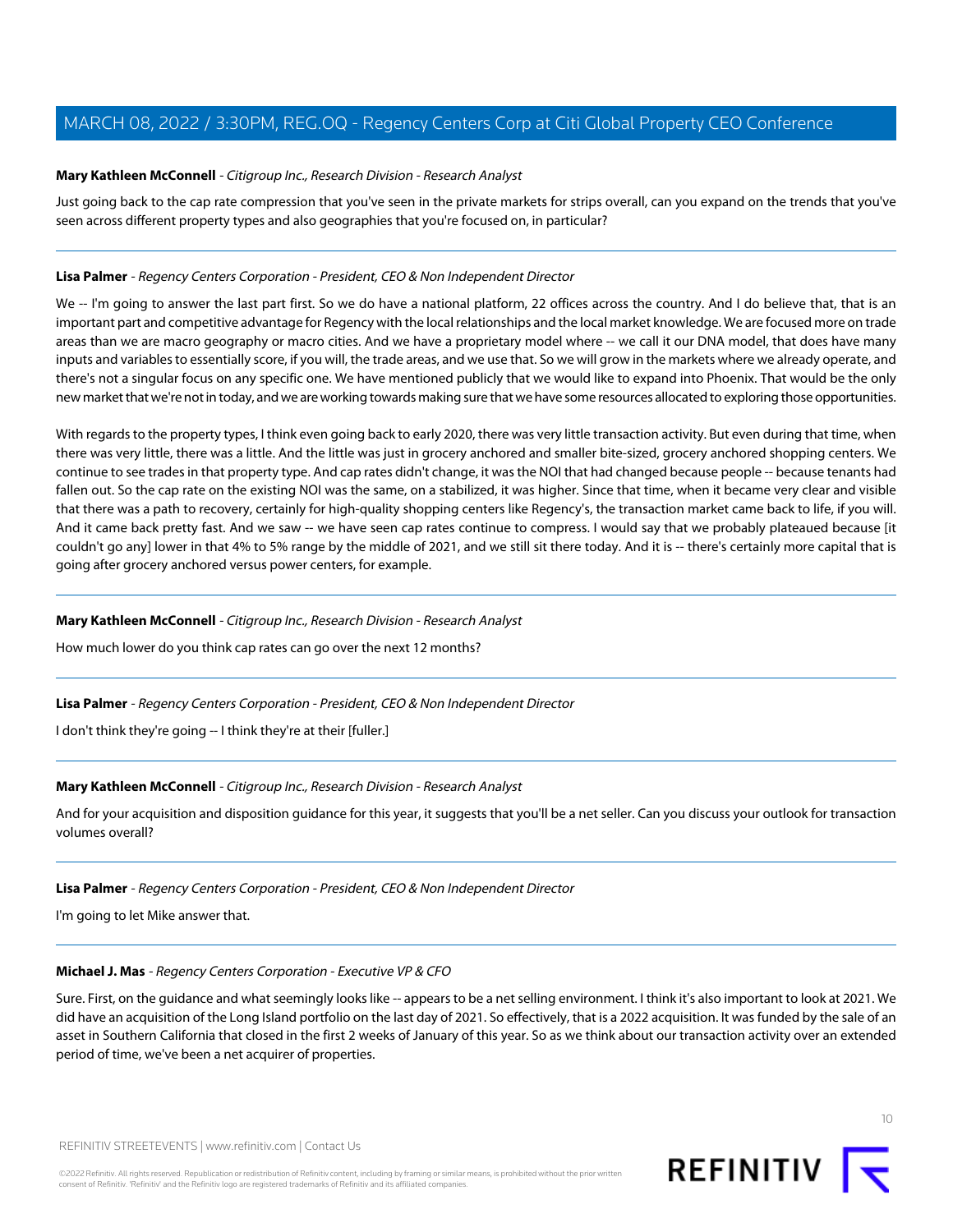**Mary Kathleen McConnell** - *Citigroup Inc., Research Division - Research Analyst*

Just going back to the cap rate compression that you've seen in the private markets for strips overall, can you expand on the trends that you've seen across different property types and also geographies that you're focused on, in particular?

---

**Lisa Palmer** - *Regency Centers Corporation - President, CEO & Non Independent Director*

We -- I'm going to answer the last part first. So we do have a national platform, 22 offices across the country. And I do believe that, that is an important part and competitive advantage for Regency with the local relationships and the local market knowledge. We are focused more on trade areas than we are macro geography or macro cities. And we have a proprietary model where -- we call it our DNA model, that does have many inputs and variables to essentially score, if you will, the trade areas, and we use that. So we will grow in the markets where we already operate, and there's not a singular focus on any specific one. We have mentioned publicly that we would like to expand into Phoenix. That would be the only new market that we're not in today, and we are working towards making sure that we have some resources allocated to exploring those opportunities.

With regards to the property types, I think even going back to early 2020, there was very little transaction activity. But even during that time, when there was very little, there was a little. And the little was just in grocery anchored and smaller bite-sized, grocery anchored shopping centers. We continue to see trades in that property type. And cap rates didn't change, it was the NOI that had changed because people -- because tenants had fallen out. So the cap rate on the existing NOI was the same, on a stabilized, it was higher. Since that time, when it became very clear and visible that there was a path to recovery, certainly for high-quality shopping centers like Regency's, the transaction market came back to life, if you will. And it came back pretty fast. And we saw -- we have seen cap rates continue to compress. I would say that we probably plateaued because [it couldn't go any] lower in that 4% to 5% range by the middle of 2021, and we still sit there today. And it is -- there's certainly more capital that is going after grocery anchored versus power centers, for example.

---

**Mary Kathleen McConnell** - *Citigroup Inc., Research Division - Research Analyst*

How much lower do you think cap rates can go over the next 12 months?

---

**Lisa Palmer** - *Regency Centers Corporation - President, CEO & Non Independent Director*

I don't think they're going -- I think they're at their [fuller.]

---

**Mary Kathleen McConnell** - *Citigroup Inc., Research Division - Research Analyst*

And for your acquisition and disposition guidance for this year, it suggests that you'll be a net seller. Can you discuss your outlook for transaction volumes overall?

---

**Lisa Palmer** - *Regency Centers Corporation - President, CEO & Non Independent Director*

I'm going to let Mike answer that.

---

**Michael J. Mas** - *Regency Centers Corporation - Executive VP & CFO*

Sure. First, on the guidance and what seemingly looks like -- appears to be a net selling environment. I think it's also important to look at 2021. We did have an acquisition of the Long Island portfolio on the last day of 2021. So effectively, that is a 2022 acquisition. It was funded by the sale of an asset in Southern California that closed in the first 2 weeks of January of this year. So as we think about our transaction activity over an extended period of time, we've been a net acquirer of properties.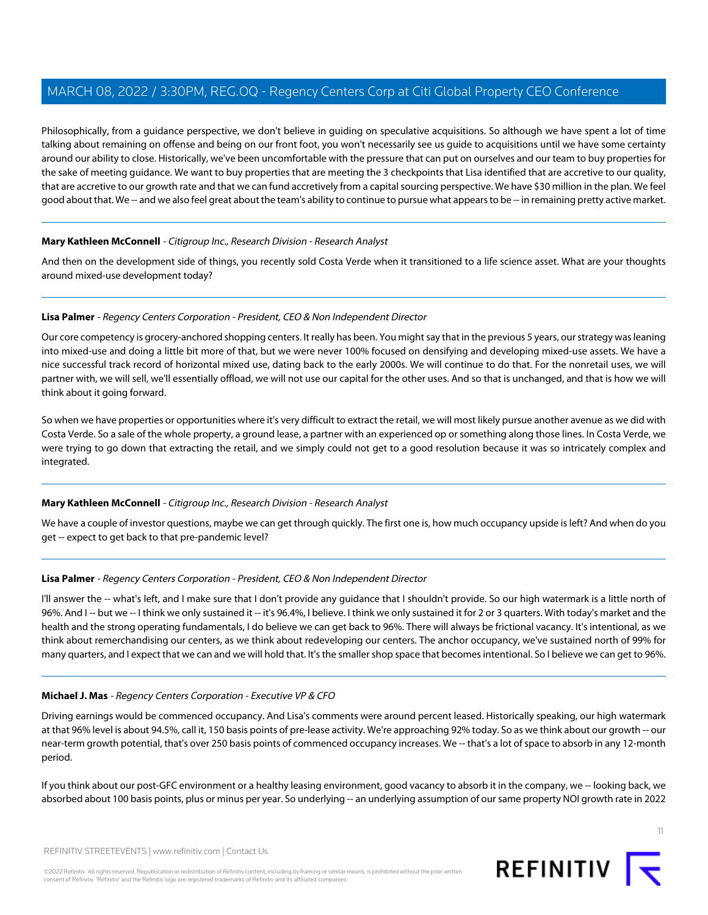Philosophically, from a guidance perspective, we don't believe in guiding on speculative acquisitions. So although we have spent a lot of time talking about remaining on offense and being on our front foot, you won't necessarily see us guide to acquisitions until we have some certainty around our ability to close. Historically, we've been uncomfortable with the pressure that can put on ourselves and our team to buy properties for the sake of meeting guidance. We want to buy properties that are meeting the 3 checkpoints that Lisa identified that are accretive to our quality, that are accretive to our growth rate and that we can fund accretively from a capital sourcing perspective. We have $30 million in the plan. We feel good about that. We -- and we also feel great about the team's ability to continue to pursue what appears to be -- in remaining pretty active market.

---

**Mary Kathleen McConnell** - *Citigroup Inc., Research Division - Research Analyst*

And then on the development side of things, you recently sold Costa Verde when it transitioned to a life science asset. What are your thoughts around mixed-use development today?

---

**Lisa Palmer** - *Regency Centers Corporation - President, CEO & Non Independent Director*

Our core competency is grocery-anchored shopping centers. It really has been. You might say that in the previous 5 years, our strategy was leaning into mixed-use and doing a little bit more of that, but we were never 100% focused on densifying and developing mixed-use assets. We have a nice successful track record of horizontal mixed use, dating back to the early 2000s. We will continue to do that. For the nonretail uses, we will partner with, we will sell, we'll essentially offload, we will not use our capital for the other uses. And so that is unchanged, and that is how we will think about it going forward.

So when we have properties or opportunities where it's very difficult to extract the retail, we will most likely pursue another avenue as we did with Costa Verde. So a sale of the whole property, a ground lease, a partner with an experienced op or something along those lines. In Costa Verde, we were trying to go down that extracting the retail, and we simply could not get to a good resolution because it was so intricately complex and integrated.

---

**Mary Kathleen McConnell** - *Citigroup Inc., Research Division - Research Analyst*

We have a couple of investor questions, maybe we can get through quickly. The first one is, how much occupancy upside is left? And when do you get -- expect to get back to that pre-pandemic level?

---

**Lisa Palmer** - *Regency Centers Corporation - President, CEO & Non Independent Director*

I'll answer the -- what's left, and I make sure that I don't provide any guidance that I shouldn't provide. So our high watermark is a little north of 96%. And I -- but we -- I think we only sustained it -- it's 96.4%, I believe. I think we only sustained it for 2 or 3 quarters. With today's market and the health and the strong operating fundamentals, I do believe we can get back to 96%. There will always be frictional vacancy. It's intentional, as we think about remerchandising our centers, as we think about redeveloping our centers. The anchor occupancy, we've sustained north of 99% for many quarters, and I expect that we can and we will hold that. It's the smaller shop space that becomes intentional. So I believe we can get to 96%.

---

**Michael J. Mas** - *Regency Centers Corporation - Executive VP & CFO*

Driving earnings would be commenced occupancy. And Lisa's comments were around percent leased. Historically speaking, our high watermark at that 96% level is about 94.5%, call it, 150 basis points of pre-lease activity. We're approaching 92% today. So as we think about our growth -- our near-term growth potential, that's over 250 basis points of commenced occupancy increases. We -- that's a lot of space to absorb in any 12-month period.

If you think about our post-GFC environment or a healthy leasing environment, good vacancy to absorb it in the company, we -- looking back, we absorbed about 100 basis points, plus or minus per year. So underlying -- an underlying assumption of our same property NOI growth rate in 2022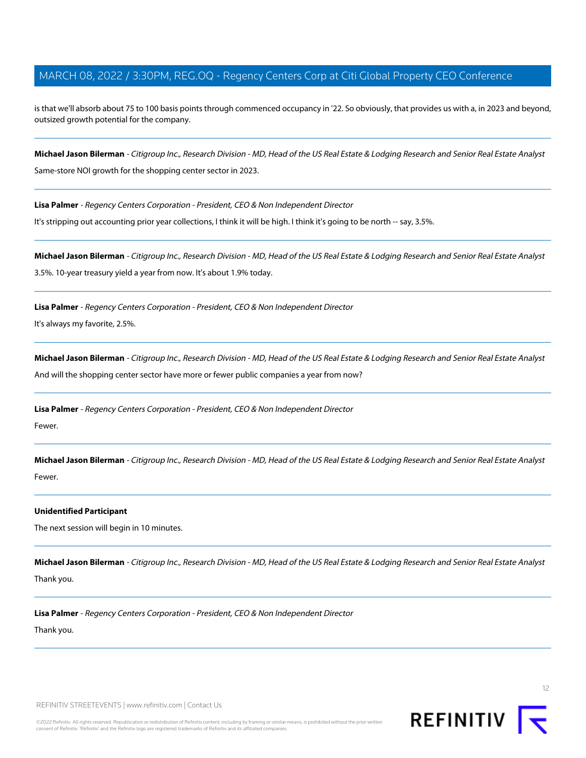is that we'll absorb about 75 to 100 basis points through commenced occupancy in '22. So obviously, that provides us with a, in 2023 and beyond, outsized growth potential for the company.

---

**Michael Jason Bilerman** - *Citigroup Inc., Research Division - MD, Head of the US Real Estate & Lodging Research and Senior Real Estate Analyst*

Same-store NOI growth for the shopping center sector in 2023.

---

**Lisa Palmer** - *Regency Centers Corporation - President, CEO & Non Independent Director*

It's stripping out accounting prior year collections, I think it will be high. I think it's going to be north -- say, 3.5%.

---

**Michael Jason Bilerman** - *Citigroup Inc., Research Division - MD, Head of the US Real Estate & Lodging Research and Senior Real Estate Analyst*

3.5%. 10-year treasury yield a year from now. It's about 1.9% today.

---

**Lisa Palmer** - *Regency Centers Corporation - President, CEO & Non Independent Director*

It's always my favorite, 2.5%.

---

**Michael Jason Bilerman** - *Citigroup Inc., Research Division - MD, Head of the US Real Estate & Lodging Research and Senior Real Estate Analyst*

And will the shopping center sector have more or fewer public companies a year from now?

---

**Lisa Palmer** - *Regency Centers Corporation - President, CEO & Non Independent Director*

Fewer.

---

**Michael Jason Bilerman** - *Citigroup Inc., Research Division - MD, Head of the US Real Estate & Lodging Research and Senior Real Estate Analyst*

Fewer.

---

**Unidentified Participant**

The next session will begin in 10 minutes.

---

**Michael Jason Bilerman** - *Citigroup Inc., Research Division - MD, Head of the US Real Estate & Lodging Research and Senior Real Estate Analyst*

Thank you.

---

**Lisa Palmer** - *Regency Centers Corporation - President, CEO & Non Independent Director*

Thank you.

---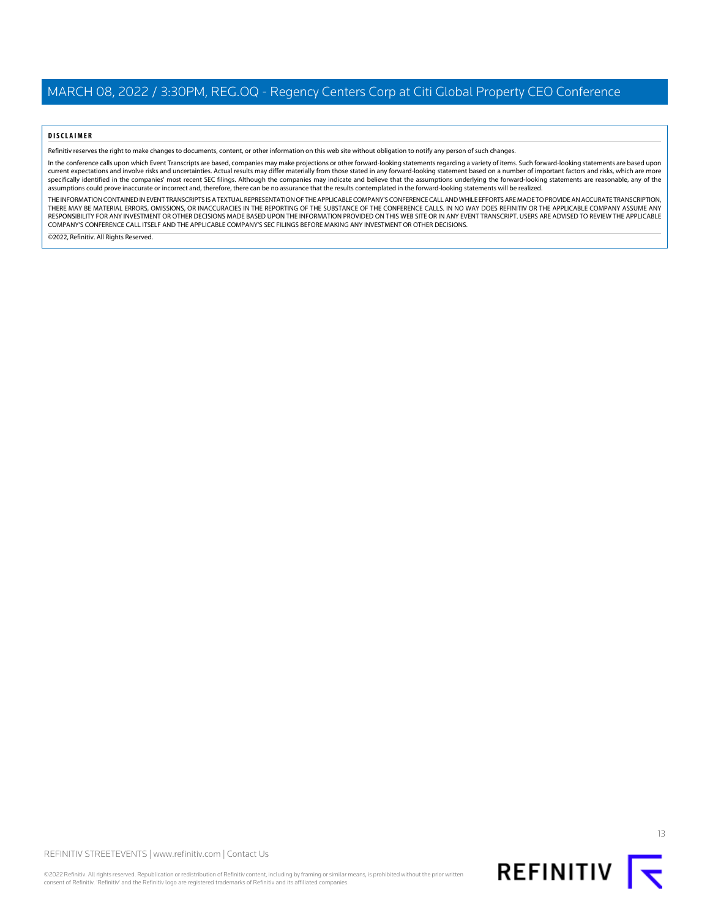## DISCLAIMER

Refinitiv reserves the right to make changes to documents, content, or other information on this web site without obligation to notify any person of such changes.

In the conference calls upon which Event Transcripts are based, companies may make projections or other forward-looking statements regarding a variety of items. Such forward-looking statements are based upon current expectations and involve risks and uncertainties. Actual results may differ materially from those stated in any forward-looking statement based on a number of important factors and risks, which are more specifically identified in the companies' most recent SEC filings. Although the companies may indicate and believe that the assumptions underlying the forward-looking statements are reasonable, any of the assumptions could prove inaccurate or incorrect and, therefore, there can be no assurance that the results contemplated in the forward-looking statements will be realized.

THE INFORMATION CONTAINED IN EVENT TRANSCRIPTS IS A TEXTUAL REPRESENTATION OF THE APPLICABLE COMPANY'S CONFERENCE CALL AND WHILE EFFORTS ARE MADE TO PROVIDE AN ACCURATE TRANSCRIPTION, THERE MAY BE MATERIAL ERRORS, OMISSIONS, OR INACCURACIES IN THE REPORTING OF THE SUBSTANCE OF THE CONFERENCE CALLS. IN NO WAY DOES REFINITIV OR THE APPLICABLE COMPANY ASSUME ANY RESPONSIBILITY FOR ANY INVESTMENT OR OTHER DECISIONS MADE BASED UPON THE INFORMATION PROVIDED ON THIS WEB SITE OR IN ANY EVENT TRANSCRIPT. USERS ARE ADVISED TO REVIEW THE APPLICABLE COMPANY'S CONFERENCE CALL ITSELF AND THE APPLICABLE COMPANY'S SEC FILINGS BEFORE MAKING ANY INVESTMENT OR OTHER DECISIONS.

©2022, Refinitiv. All Rights Reserved.